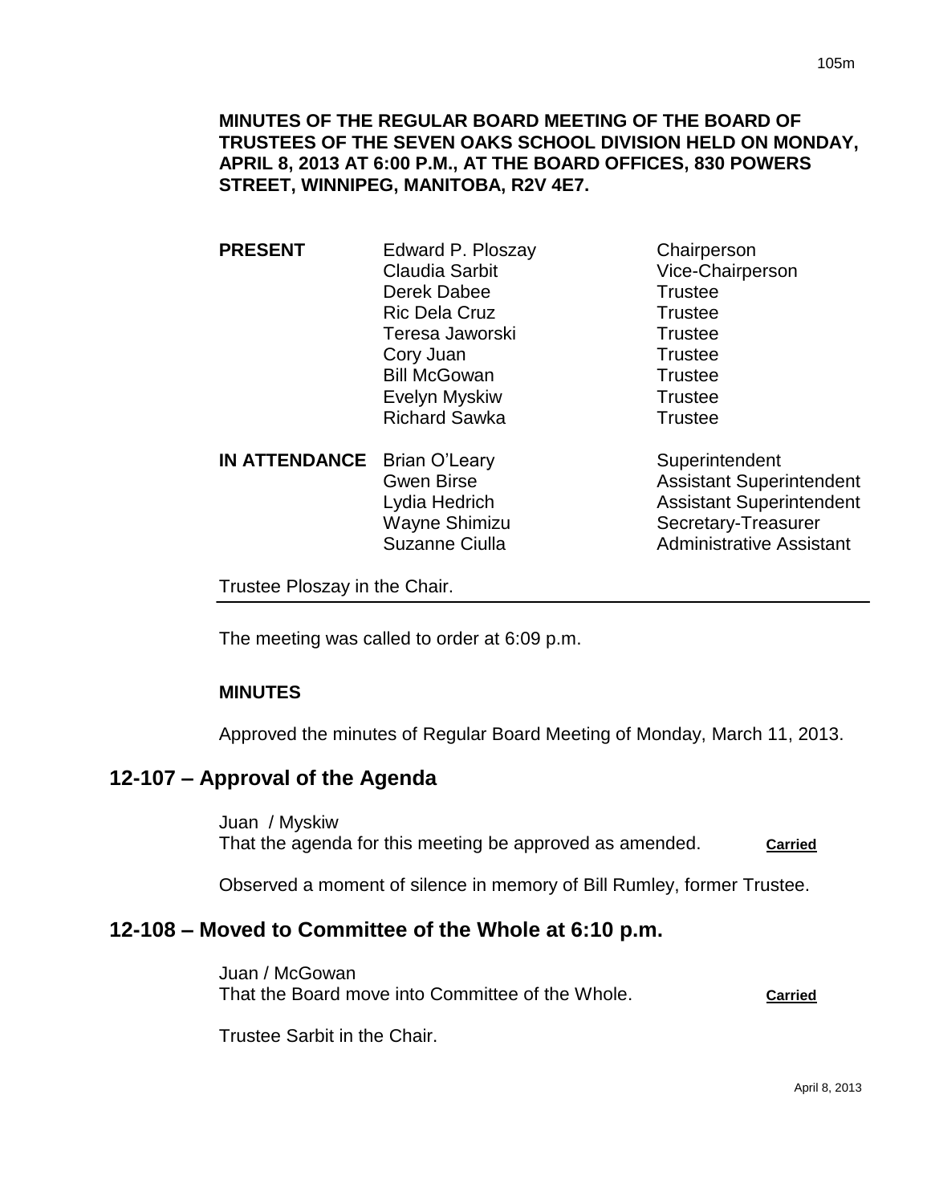**MINUTES OF THE REGULAR BOARD MEETING OF THE BOARD OF TRUSTEES OF THE SEVEN OAKS SCHOOL DIVISION HELD ON MONDAY, APRIL 8, 2013 AT 6:00 P.M., AT THE BOARD OFFICES, 830 POWERS STREET, WINNIPEG, MANITOBA, R2V 4E7.**

| | | |
|---|---|---|
| **PRESENT** | Edward P. Ploszay | Chairperson |
| | Claudia Sarbit | Vice-Chairperson |
| | Derek Dabee | Trustee |
| | Ric Dela Cruz | Trustee |
| | Teresa Jaworski | Trustee |
| | Cory Juan | Trustee |
| | Bill McGowan | Trustee |
| | Evelyn Myskiw | Trustee |
| | Richard Sawka | Trustee |
| **IN ATTENDANCE** | Brian O'Leary | Superintendent |
| | Gwen Birse | Assistant Superintendent |
| | Lydia Hedrich | Assistant Superintendent |
| | Wayne Shimizu | Secretary-Treasurer |
| | Suzanne Ciulla | Administrative Assistant |

Trustee Ploszay in the Chair.

The meeting was called to order at 6:09 p.m.

**MINUTES**

Approved the minutes of Regular Board Meeting of Monday, March 11, 2013.

## 12-107 – Approval of the Agenda

Juan / Myskiw
That the agenda for this meeting be approved as amended. **Carried**

Observed a moment of silence in memory of Bill Rumley, former Trustee.

## 12-108 – Moved to Committee of the Whole at 6:10 p.m.

Juan / McGowan
That the Board move into Committee of the Whole. **Carried**

Trustee Sarbit in the Chair.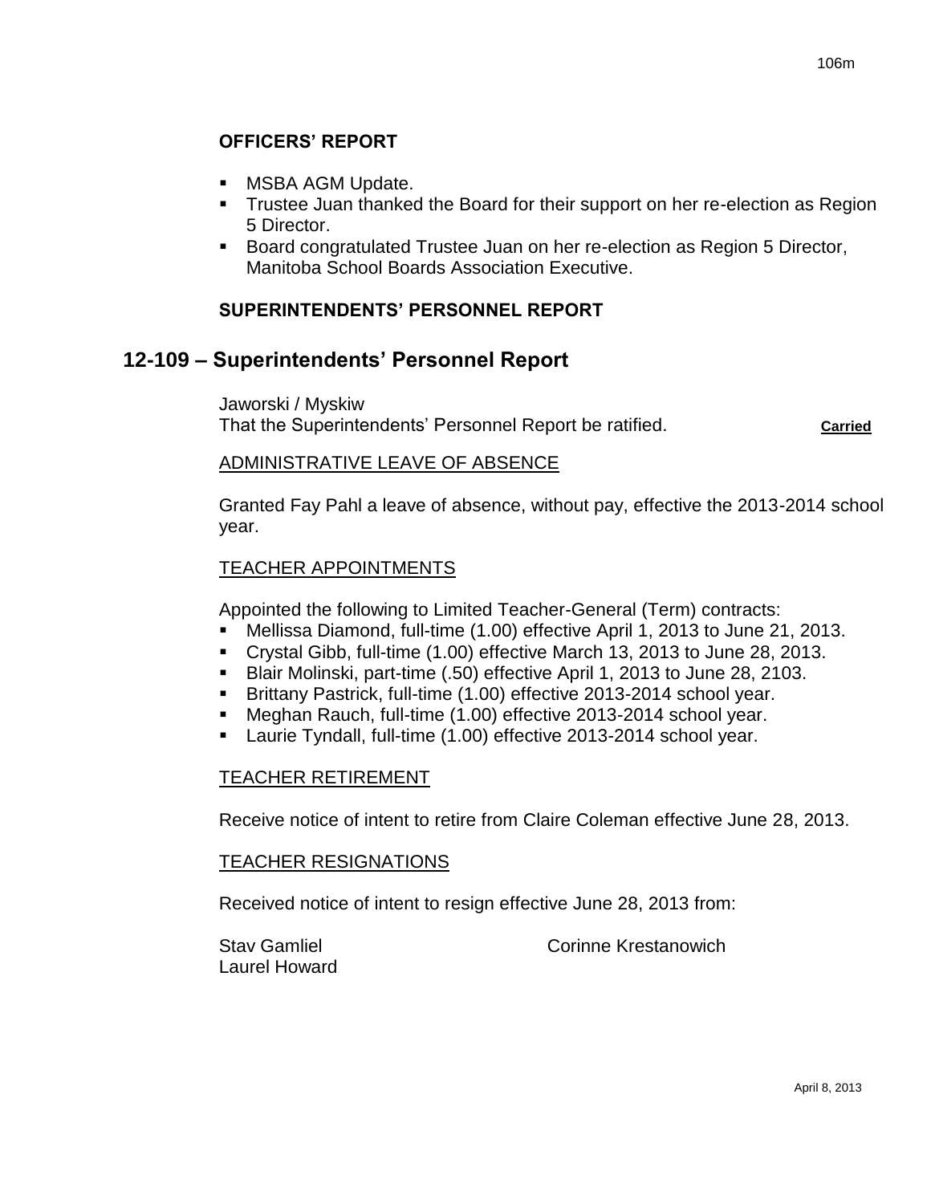## OFFICERS' REPORT

- MSBA AGM Update.
- Trustee Juan thanked the Board for their support on her re-election as Region 5 Director.
- Board congratulated Trustee Juan on her re-election as Region 5 Director, Manitoba School Boards Association Executive.

## SUPERINTENDENTS' PERSONNEL REPORT

# 12-109 – Superintendents' Personnel Report

Jaworski / Myskiw
That the Superintendents' Personnel Report be ratified. **Carried**

ADMINISTRATIVE LEAVE OF ABSENCE

Granted Fay Pahl a leave of absence, without pay, effective the 2013-2014 school year.

TEACHER APPOINTMENTS

Appointed the following to Limited Teacher-General (Term) contracts:

- Mellissa Diamond, full-time (1.00) effective April 1, 2013 to June 21, 2013.
- Crystal Gibb, full-time (1.00) effective March 13, 2013 to June 28, 2013.
- Blair Molinski, part-time (.50) effective April 1, 2013 to June 28, 2103.
- Brittany Pastrick, full-time (1.00) effective 2013-2014 school year.
- Meghan Rauch, full-time (1.00) effective 2013-2014 school year.
- Laurie Tyndall, full-time (1.00) effective 2013-2014 school year.

TEACHER RETIREMENT

Receive notice of intent to retire from Claire Coleman effective June 28, 2013.

TEACHER RESIGNATIONS

Received notice of intent to resign effective June 28, 2013 from:

Stav Gamliel
Laurel Howard
Corinne Krestanowich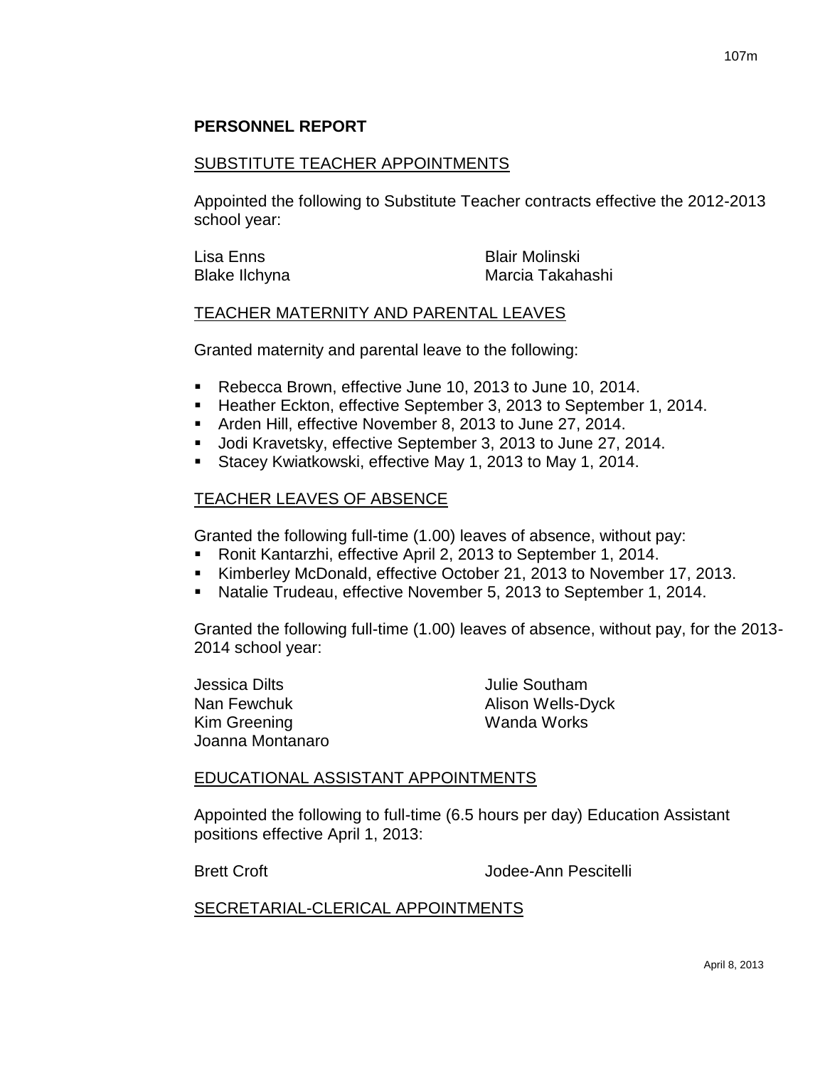## PERSONNEL REPORT

### SUBSTITUTE TEACHER APPOINTMENTS

Appointed the following to Substitute Teacher contracts effective the 2012-2013 school year:

Lisa Enns
Blake Ilchyna
Blair Molinski
Marcia Takahashi

### TEACHER MATERNITY AND PARENTAL LEAVES

Granted maternity and parental leave to the following:

- Rebecca Brown, effective June 10, 2013 to June 10, 2014.
- Heather Eckton, effective September 3, 2013 to September 1, 2014.
- Arden Hill, effective November 8, 2013 to June 27, 2014.
- Jodi Kravetsky, effective September 3, 2013 to June 27, 2014.
- Stacey Kwiatkowski, effective May 1, 2013 to May 1, 2014.

### TEACHER LEAVES OF ABSENCE

Granted the following full-time (1.00) leaves of absence, without pay:

- Ronit Kantarzhi, effective April 2, 2013 to September 1, 2014.
- Kimberley McDonald, effective October 21, 2013 to November 17, 2013.
- Natalie Trudeau, effective November 5, 2013 to September 1, 2014.

Granted the following full-time (1.00) leaves of absence, without pay, for the 2013-2014 school year:

Jessica Dilts
Nan Fewchuk
Kim Greening
Joanna Montanaro
Julie Southam
Alison Wells-Dyck
Wanda Works

### EDUCATIONAL ASSISTANT APPOINTMENTS

Appointed the following to full-time (6.5 hours per day) Education Assistant positions effective April 1, 2013:

Brett Croft
Jodee-Ann Pescitelli

### SECRETARIAL-CLERICAL APPOINTMENTS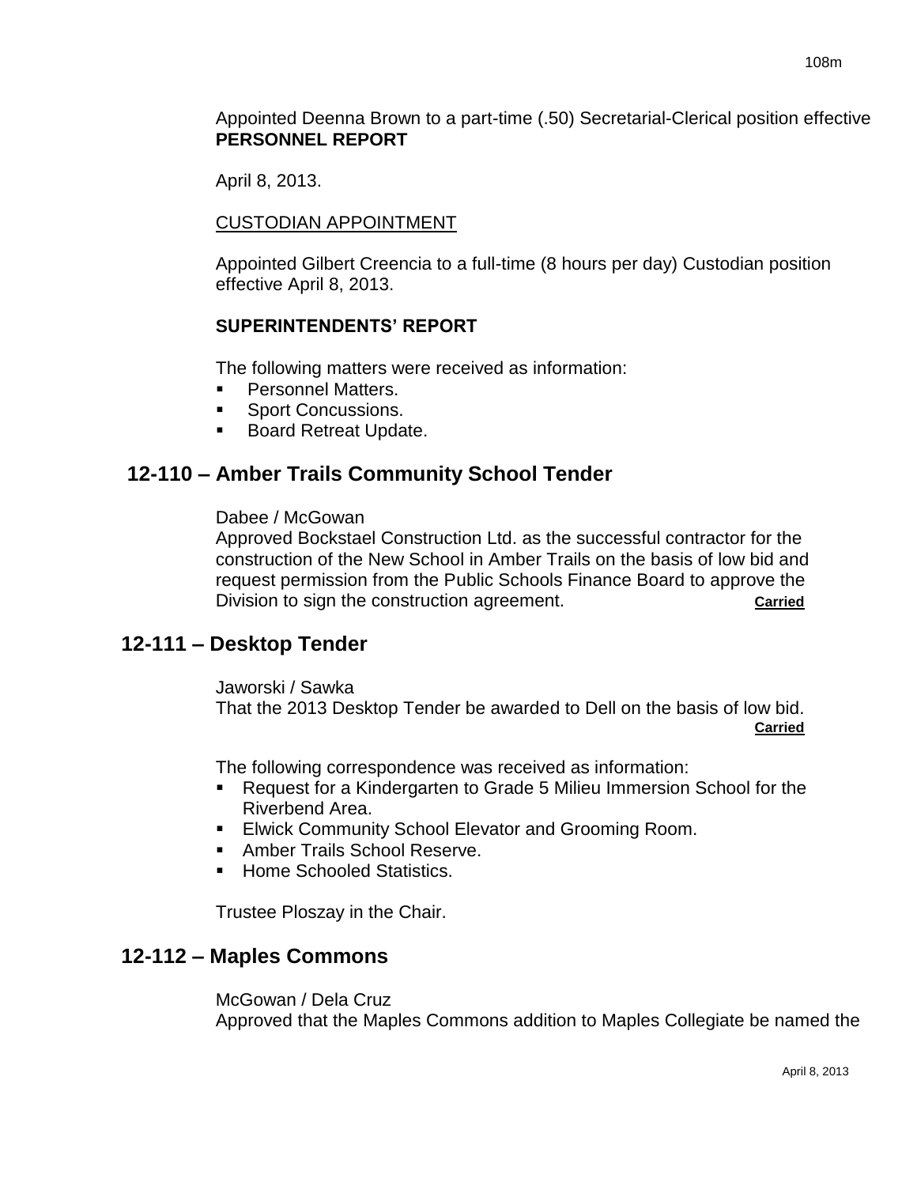Appointed Deenna Brown to a part-time (.50) Secretarial-Clerical position effective
**PERSONNEL REPORT**

April 8, 2013.

CUSTODIAN APPOINTMENT

Appointed Gilbert Creencia to a full-time (8 hours per day) Custodian position effective April 8, 2013.

**SUPERINTENDENTS' REPORT**

The following matters were received as information:

- Personnel Matters.
- Sport Concussions.
- Board Retreat Update.

## 12-110 – Amber Trails Community School Tender

Dabee / McGowan
Approved Bockstael Construction Ltd. as the successful contractor for the construction of the New School in Amber Trails on the basis of low bid and request permission from the Public Schools Finance Board to approve the Division to sign the construction agreement. **Carried**

## 12-111 – Desktop Tender

Jaworski / Sawka
That the 2013 Desktop Tender be awarded to Dell on the basis of low bid. **Carried**

The following correspondence was received as information:

- Request for a Kindergarten to Grade 5 Milieu Immersion School for the Riverbend Area.
- Elwick Community School Elevator and Grooming Room.
- Amber Trails School Reserve.
- Home Schooled Statistics.

Trustee Ploszay in the Chair.

## 12-112 – Maples Commons

McGowan / Dela Cruz
Approved that the Maples Commons addition to Maples Collegiate be named the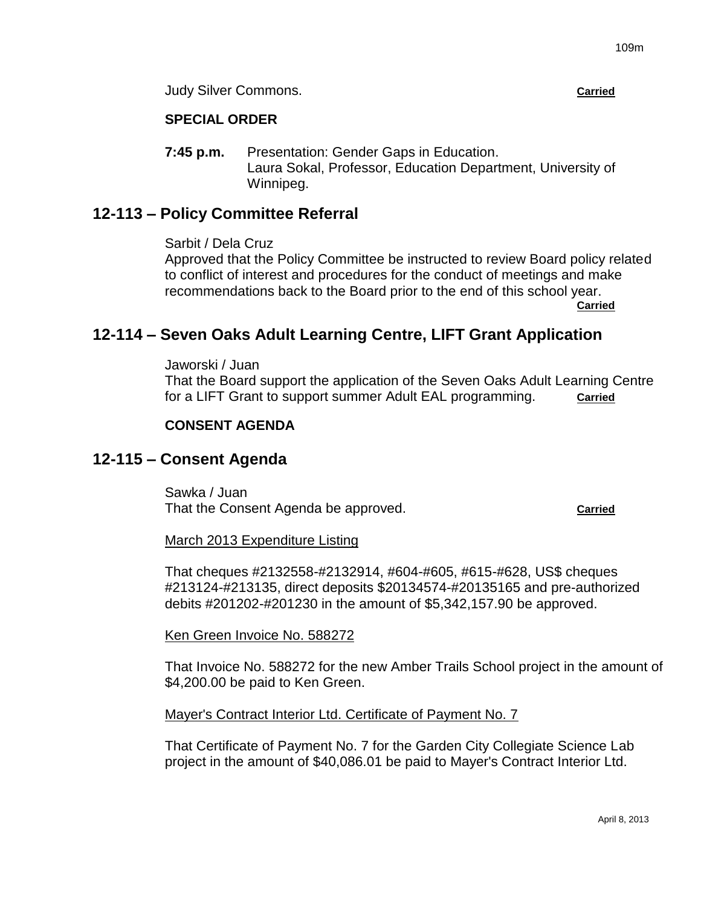Judy Silver Commons. **Carried**

**SPECIAL ORDER**

**7:45 p.m.** Presentation: Gender Gaps in Education.
Laura Sokal, Professor, Education Department, University of Winnipeg.

## 12-113 – Policy Committee Referral

Sarbit / Dela Cruz
Approved that the Policy Committee be instructed to review Board policy related to conflict of interest and procedures for the conduct of meetings and make recommendations back to the Board prior to the end of this school year.
**Carried**

## 12-114 – Seven Oaks Adult Learning Centre, LIFT Grant Application

Jaworski / Juan
That the Board support the application of the Seven Oaks Adult Learning Centre for a LIFT Grant to support summer Adult EAL programming. **Carried**

**CONSENT AGENDA**

## 12-115 – Consent Agenda

Sawka / Juan
That the Consent Agenda be approved. **Carried**

March 2013 Expenditure Listing

That cheques #2132558-#2132914, #604-#605, #615-#628, US$ cheques #213124-#213135, direct deposits $20134574-#20135165 and pre-authorized debits #201202-#201230 in the amount of $5,342,157.90 be approved.

Ken Green Invoice No. 588272

That Invoice No. 588272 for the new Amber Trails School project in the amount of $4,200.00 be paid to Ken Green.

Mayer's Contract Interior Ltd. Certificate of Payment No. 7

That Certificate of Payment No. 7 for the Garden City Collegiate Science Lab project in the amount of $40,086.01 be paid to Mayer's Contract Interior Ltd.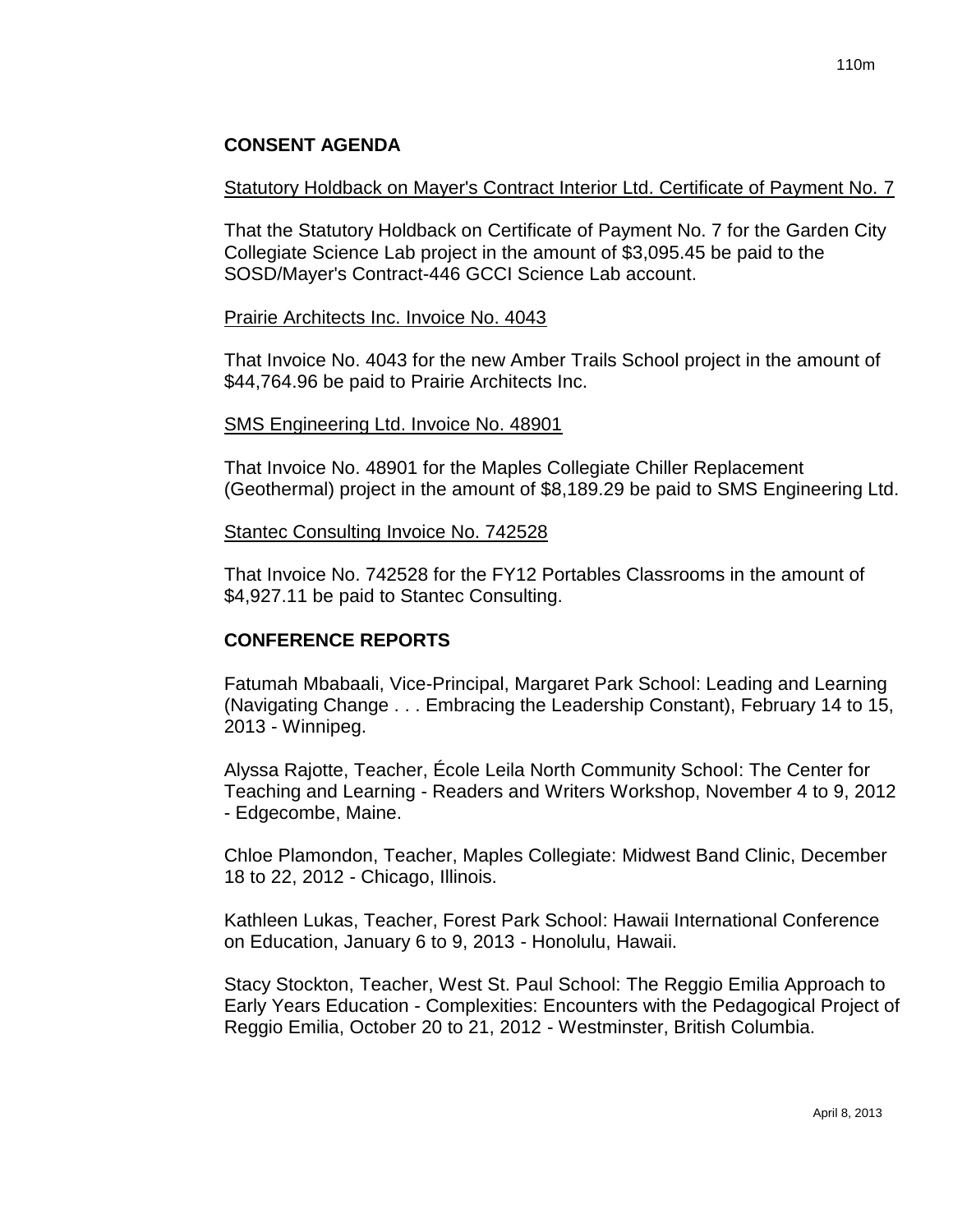## CONSENT AGENDA

Statutory Holdback on Mayer's Contract Interior Ltd. Certificate of Payment No. 7

That the Statutory Holdback on Certificate of Payment No. 7 for the Garden City Collegiate Science Lab project in the amount of $3,095.45 be paid to the SOSD/Mayer's Contract-446 GCCI Science Lab account.

Prairie Architects Inc. Invoice No. 4043

That Invoice No. 4043 for the new Amber Trails School project in the amount of $44,764.96 be paid to Prairie Architects Inc.

SMS Engineering Ltd. Invoice No. 48901

That Invoice No. 48901 for the Maples Collegiate Chiller Replacement (Geothermal) project in the amount of $8,189.29 be paid to SMS Engineering Ltd.

Stantec Consulting Invoice No. 742528

That Invoice No. 742528 for the FY12 Portables Classrooms in the amount of $4,927.11 be paid to Stantec Consulting.

## CONFERENCE REPORTS

Fatumah Mbabaali, Vice-Principal, Margaret Park School: Leading and Learning (Navigating Change . . . Embracing the Leadership Constant), February 14 to 15, 2013 - Winnipeg.

Alyssa Rajotte, Teacher, École Leila North Community School: The Center for Teaching and Learning - Readers and Writers Workshop, November 4 to 9, 2012 - Edgecombe, Maine.

Chloe Plamondon, Teacher, Maples Collegiate: Midwest Band Clinic, December 18 to 22, 2012 - Chicago, Illinois.

Kathleen Lukas, Teacher, Forest Park School: Hawaii International Conference on Education, January 6 to 9, 2013 - Honolulu, Hawaii.

Stacy Stockton, Teacher, West St. Paul School: The Reggio Emilia Approach to Early Years Education - Complexities: Encounters with the Pedagogical Project of Reggio Emilia, October 20 to 21, 2012 - Westminster, British Columbia.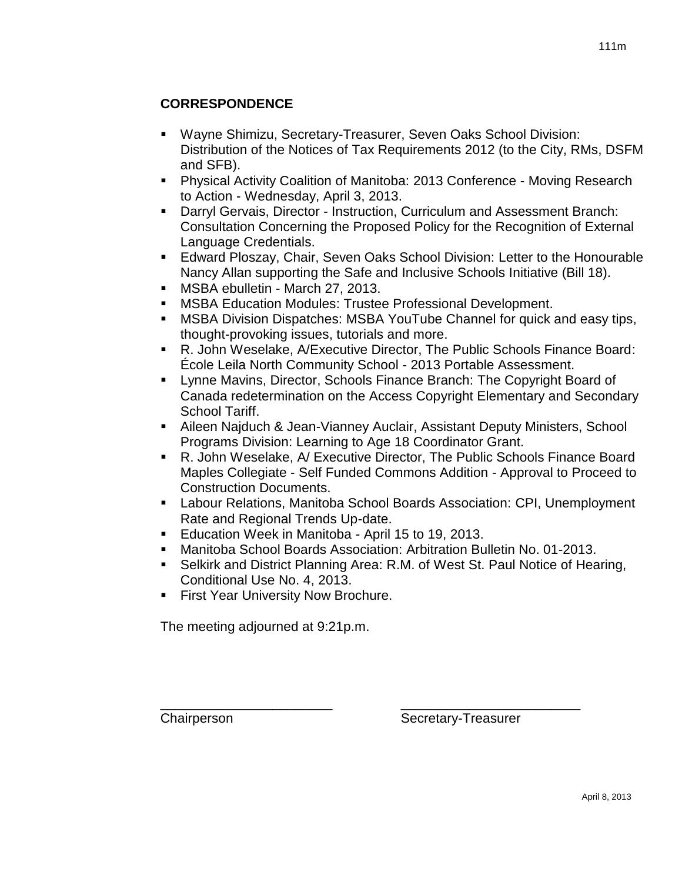## CORRESPONDENCE

- Wayne Shimizu, Secretary-Treasurer, Seven Oaks School Division: Distribution of the Notices of Tax Requirements 2012 (to the City, RMs, DSFM and SFB).
- Physical Activity Coalition of Manitoba: 2013 Conference - Moving Research to Action - Wednesday, April 3, 2013.
- Darryl Gervais, Director - Instruction, Curriculum and Assessment Branch: Consultation Concerning the Proposed Policy for the Recognition of External Language Credentials.
- Edward Ploszay, Chair, Seven Oaks School Division: Letter to the Honourable Nancy Allan supporting the Safe and Inclusive Schools Initiative (Bill 18).
- MSBA ebulletin - March 27, 2013.
- MSBA Education Modules: Trustee Professional Development.
- MSBA Division Dispatches: MSBA YouTube Channel for quick and easy tips, thought-provoking issues, tutorials and more.
- R. John Weselake, A/Executive Director, The Public Schools Finance Board: École Leila North Community School - 2013 Portable Assessment.
- Lynne Mavins, Director, Schools Finance Branch: The Copyright Board of Canada redetermination on the Access Copyright Elementary and Secondary School Tariff.
- Aileen Najduch & Jean-Vianney Auclair, Assistant Deputy Ministers, School Programs Division: Learning to Age 18 Coordinator Grant.
- R. John Weselake, A/ Executive Director, The Public Schools Finance Board Maples Collegiate - Self Funded Commons Addition - Approval to Proceed to Construction Documents.
- Labour Relations, Manitoba School Boards Association: CPI, Unemployment Rate and Regional Trends Up-date.
- Education Week in Manitoba - April 15 to 19, 2013.
- Manitoba School Boards Association: Arbitration Bulletin No. 01-2013.
- Selkirk and District Planning Area: R.M. of West St. Paul Notice of Hearing, Conditional Use No. 4, 2013.
- First Year University Now Brochure.

The meeting adjourned at 9:21p.m.

\_\_\_\_\_\_\_\_\_\_\_\_\_\_\_\_\_\_\_\_\_\_\_\_ \_\_\_\_\_\_\_\_\_\_\_\_\_\_\_\_\_\_\_\_\_\_\_\_

Chairperson Secretary-Treasurer